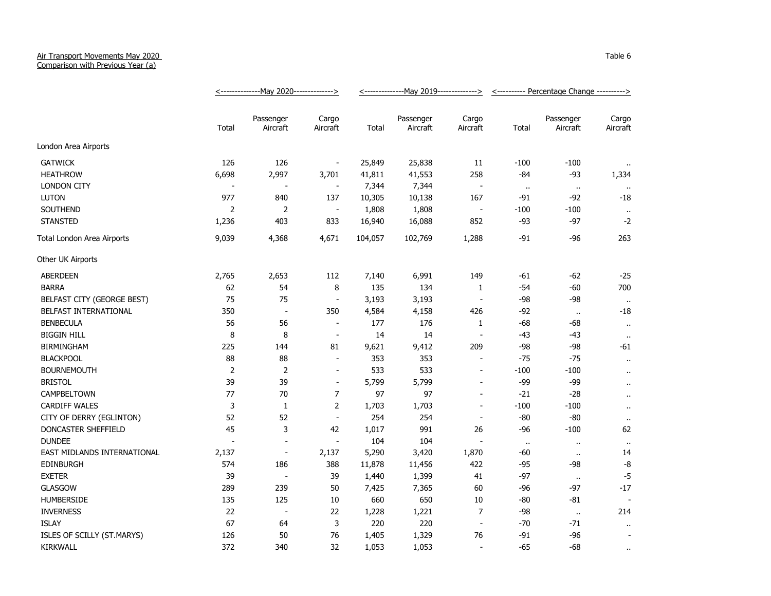Air Transport Movements May 2020
Comparison with Previous Year (a)

Table 6

| | <--------------May 2020--------------> | | | <--------------May 2019--------------> | | | <---------- Percentage Change ----------> | | |
|---|---|---|---|---|---|---|---|---|---|
| | Total | Passenger Aircraft | Cargo Aircraft | Total | Passenger Aircraft | Cargo Aircraft | Total | Passenger Aircraft | Cargo Aircraft |
| London Area Airports | | | | | | | | | |
| GATWICK | 126 | 126 | - | 25,849 | 25,838 | 11 | -100 | -100 | .. |
| HEATHROW | 6,698 | 2,997 | 3,701 | 41,811 | 41,553 | 258 | -84 | -93 | 1,334 |
| LONDON CITY | - | - | - | 7,344 | 7,344 | - | .. | .. | .. |
| LUTON | 977 | 840 | 137 | 10,305 | 10,138 | 167 | -91 | -92 | -18 |
| SOUTHEND | 2 | 2 | - | 1,808 | 1,808 | - | -100 | -100 | .. |
| STANSTED | 1,236 | 403 | 833 | 16,940 | 16,088 | 852 | -93 | -97 | -2 |
| Total London Area Airports | 9,039 | 4,368 | 4,671 | 104,057 | 102,769 | 1,288 | -91 | -96 | 263 |
| Other UK Airports | | | | | | | | | |
| ABERDEEN | 2,765 | 2,653 | 112 | 7,140 | 6,991 | 149 | -61 | -62 | -25 |
| BARRA | 62 | 54 | 8 | 135 | 134 | 1 | -54 | -60 | 700 |
| BELFAST CITY (GEORGE BEST) | 75 | 75 | - | 3,193 | 3,193 | - | -98 | -98 | .. |
| BELFAST INTERNATIONAL | 350 | - | 350 | 4,584 | 4,158 | 426 | -92 | .. | -18 |
| BENBECULA | 56 | 56 | - | 177 | 176 | 1 | -68 | -68 | .. |
| BIGGIN HILL | 8 | 8 | - | 14 | 14 | - | -43 | -43 | .. |
| BIRMINGHAM | 225 | 144 | 81 | 9,621 | 9,412 | 209 | -98 | -98 | -61 |
| BLACKPOOL | 88 | 88 | - | 353 | 353 | - | -75 | -75 | .. |
| BOURNEMOUTH | 2 | 2 | - | 533 | 533 | - | -100 | -100 | .. |
| BRISTOL | 39 | 39 | - | 5,799 | 5,799 | - | -99 | -99 | .. |
| CAMPBELTOWN | 77 | 70 | 7 | 97 | 97 | - | -21 | -28 | .. |
| CARDIFF WALES | 3 | 1 | 2 | 1,703 | 1,703 | - | -100 | -100 | .. |
| CITY OF DERRY (EGLINTON) | 52 | 52 | - | 254 | 254 | - | -80 | -80 | .. |
| DONCASTER SHEFFIELD | 45 | 3 | 42 | 1,017 | 991 | 26 | -96 | -100 | 62 |
| DUNDEE | - | - | - | 104 | 104 | - | .. | .. | .. |
| EAST MIDLANDS INTERNATIONAL | 2,137 | - | 2,137 | 5,290 | 3,420 | 1,870 | -60 | .. | 14 |
| EDINBURGH | 574 | 186 | 388 | 11,878 | 11,456 | 422 | -95 | -98 | -8 |
| EXETER | 39 | - | 39 | 1,440 | 1,399 | 41 | -97 | .. | -5 |
| GLASGOW | 289 | 239 | 50 | 7,425 | 7,365 | 60 | -96 | -97 | -17 |
| HUMBERSIDE | 135 | 125 | 10 | 660 | 650 | 10 | -80 | -81 | - |
| INVERNESS | 22 | - | 22 | 1,228 | 1,221 | 7 | -98 | .. | 214 |
| ISLAY | 67 | 64 | 3 | 220 | 220 | - | -70 | -71 | .. |
| ISLES OF SCILLY (ST.MARYS) | 126 | 50 | 76 | 1,405 | 1,329 | 76 | -91 | -96 | - |
| KIRKWALL | 372 | 340 | 32 | 1,053 | 1,053 | - | -65 | -68 | .. |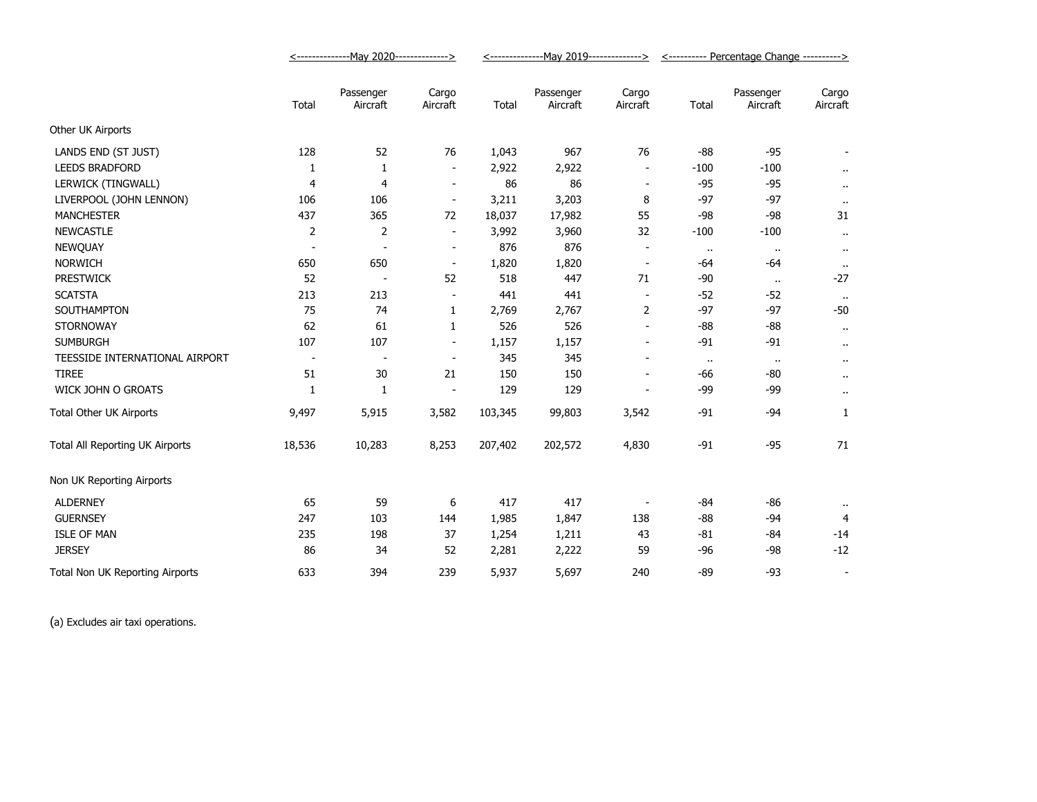| | <--------------May 2020--------------> | | | <--------------May 2019--------------> | | | <---------- Percentage Change ----------> | | |
|---|---|---|---|---|---|---|---|---|---|
| | Total | Passenger Aircraft | Cargo Aircraft | Total | Passenger Aircraft | Cargo Aircraft | Total | Passenger Aircraft | Cargo Aircraft |
| Other UK Airports | | | | | | | | | |
| LANDS END (ST JUST) | 128 | 52 | 76 | 1,043 | 967 | 76 | -88 | -95 | - |
| LEEDS BRADFORD | 1 | 1 | - | 2,922 | 2,922 | - | -100 | -100 | .. |
| LERWICK (TINGWALL) | 4 | 4 | - | 86 | 86 | - | -95 | -95 | .. |
| LIVERPOOL (JOHN LENNON) | 106 | 106 | - | 3,211 | 3,203 | 8 | -97 | -97 | .. |
| MANCHESTER | 437 | 365 | 72 | 18,037 | 17,982 | 55 | -98 | -98 | 31 |
| NEWCASTLE | 2 | 2 | - | 3,992 | 3,960 | 32 | -100 | -100 | .. |
| NEWQUAY | - | - | - | 876 | 876 | - | .. | .. | .. |
| NORWICH | 650 | 650 | - | 1,820 | 1,820 | - | -64 | -64 | .. |
| PRESTWICK | 52 | - | 52 | 518 | 447 | 71 | -90 | .. | -27 |
| SCATSTA | 213 | 213 | - | 441 | 441 | - | -52 | -52 | .. |
| SOUTHAMPTON | 75 | 74 | 1 | 2,769 | 2,767 | 2 | -97 | -97 | -50 |
| STORNOWAY | 62 | 61 | 1 | 526 | 526 | - | -88 | -88 | .. |
| SUMBURGH | 107 | 107 | - | 1,157 | 1,157 | - | -91 | -91 | .. |
| TEESSIDE INTERNATIONAL AIRPORT | - | - | - | 345 | 345 | - | .. | .. | .. |
| TIREE | 51 | 30 | 21 | 150 | 150 | - | -66 | -80 | .. |
| WICK JOHN O GROATS | 1 | 1 | - | 129 | 129 | - | -99 | -99 | .. |
| Total Other UK Airports | 9,497 | 5,915 | 3,582 | 103,345 | 99,803 | 3,542 | -91 | -94 | 1 |
| Total All Reporting UK Airports | 18,536 | 10,283 | 8,253 | 207,402 | 202,572 | 4,830 | -91 | -95 | 71 |
| Non UK Reporting Airports | | | | | | | | | |
| ALDERNEY | 65 | 59 | 6 | 417 | 417 | - | -84 | -86 | .. |
| GUERNSEY | 247 | 103 | 144 | 1,985 | 1,847 | 138 | -88 | -94 | 4 |
| ISLE OF MAN | 235 | 198 | 37 | 1,254 | 1,211 | 43 | -81 | -84 | -14 |
| JERSEY | 86 | 34 | 52 | 2,281 | 2,222 | 59 | -96 | -98 | -12 |
| Total Non UK Reporting Airports | 633 | 394 | 239 | 5,937 | 5,697 | 240 | -89 | -93 | - |

(a) Excludes air taxi operations.